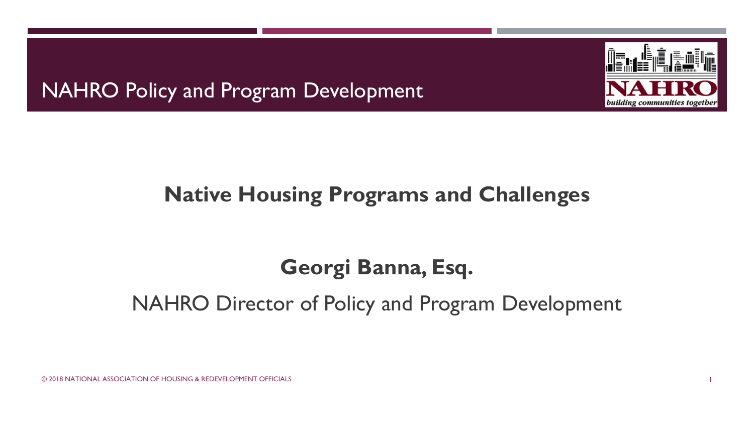NAHRO Policy and Program Development

# Native Housing Programs and Challenges

**Georgi Banna, Esq.**

NAHRO Director of Policy and Program Development

© 2018 NATIONAL ASSOCIATION OF HOUSING & REDEVELOPMENT OFFICIALS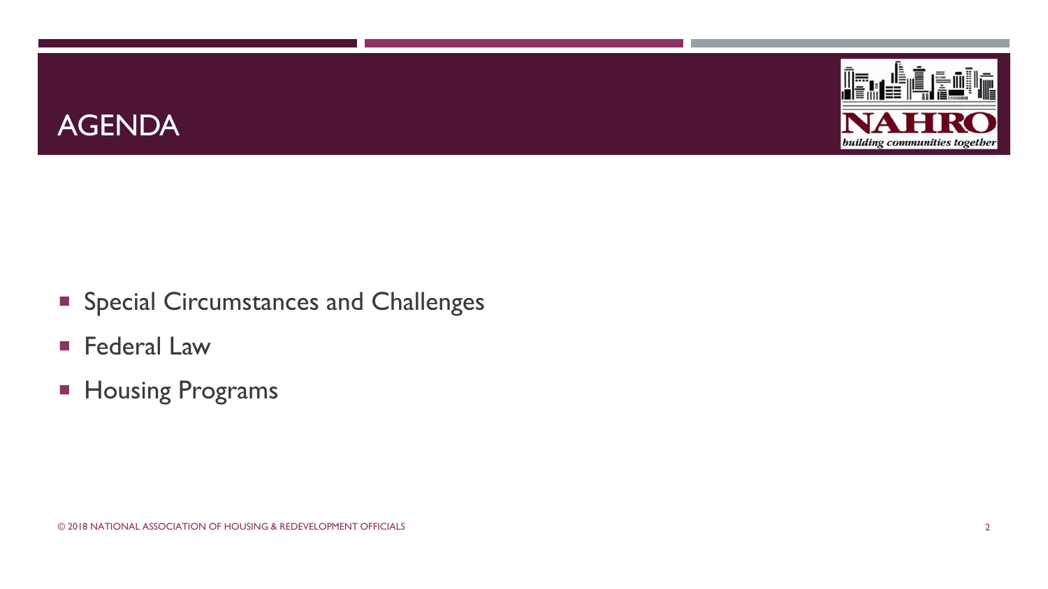# AGENDA

- Special Circumstances and Challenges
- Federal Law
- Housing Programs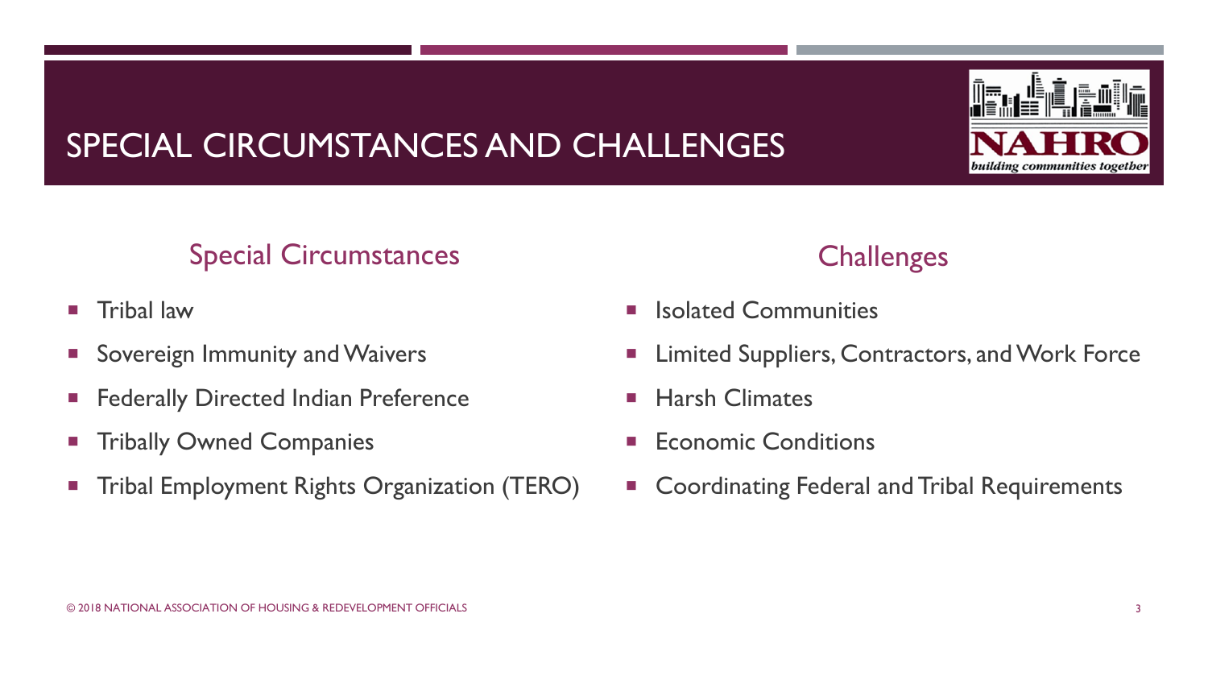# SPECIAL CIRCUMSTANCES AND CHALLENGES

## Special Circumstances

- Tribal law
- Sovereign Immunity and Waivers
- Federally Directed Indian Preference
- Tribally Owned Companies
- Tribal Employment Rights Organization (TERO)

## Challenges

- Isolated Communities
- Limited Suppliers, Contractors, and Work Force
- Harsh Climates
- Economic Conditions
- Coordinating Federal and Tribal Requirements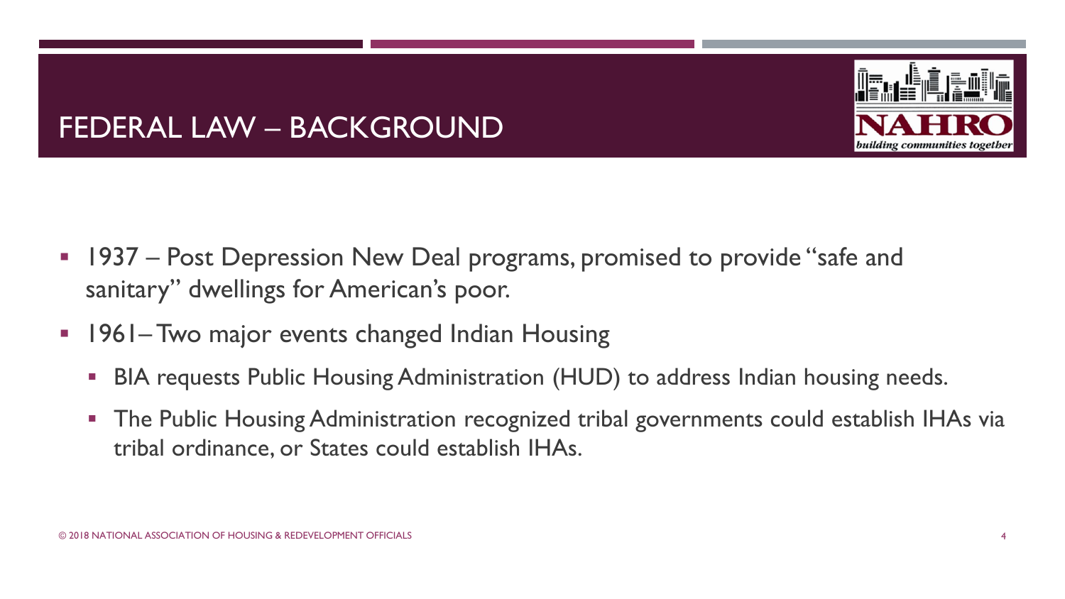# FEDERAL LAW – BACKGROUND

- 1937 – Post Depression New Deal programs, promised to provide "safe and sanitary" dwellings for American's poor.
- 1961– Two major events changed Indian Housing
  - BIA requests Public Housing Administration (HUD) to address Indian housing needs.
  - The Public Housing Administration recognized tribal governments could establish IHAs via tribal ordinance, or States could establish IHAs.

© 2018 NATIONAL ASSOCIATION OF HOUSING & REDEVELOPMENT OFFICIALS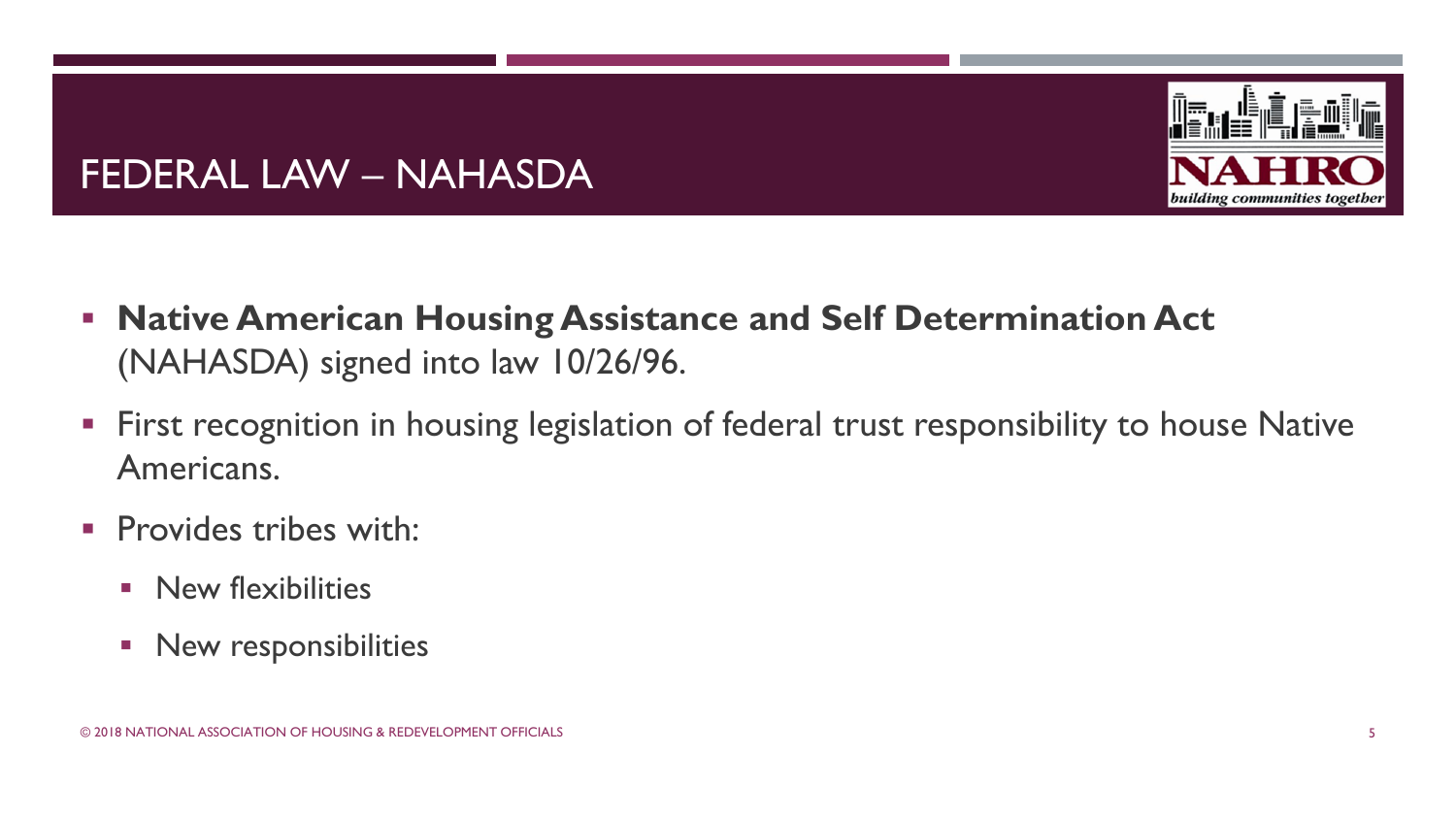# FEDERAL LAW – NAHASDA

- **Native American Housing Assistance and Self Determination Act** (NAHASDA) signed into law 10/26/96.
- First recognition in housing legislation of federal trust responsibility to house Native Americans.
- Provides tribes with:
  - New flexibilities
  - New responsibilities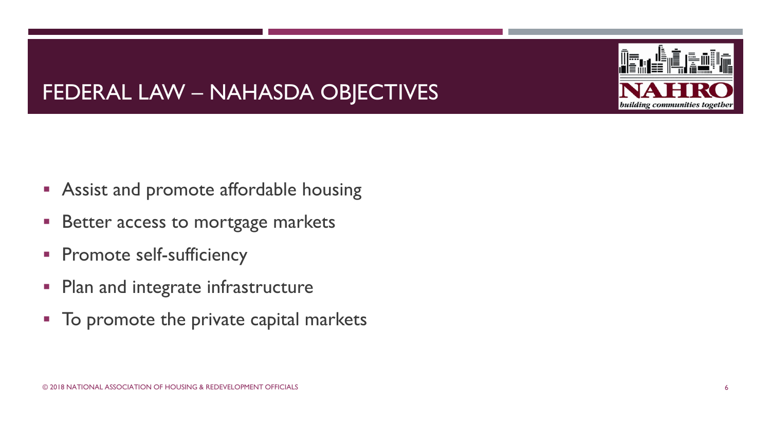# FEDERAL LAW – NAHASDA OBJECTIVES

- Assist and promote affordable housing
- Better access to mortgage markets
- Promote self-sufficiency
- Plan and integrate infrastructure
- To promote the private capital markets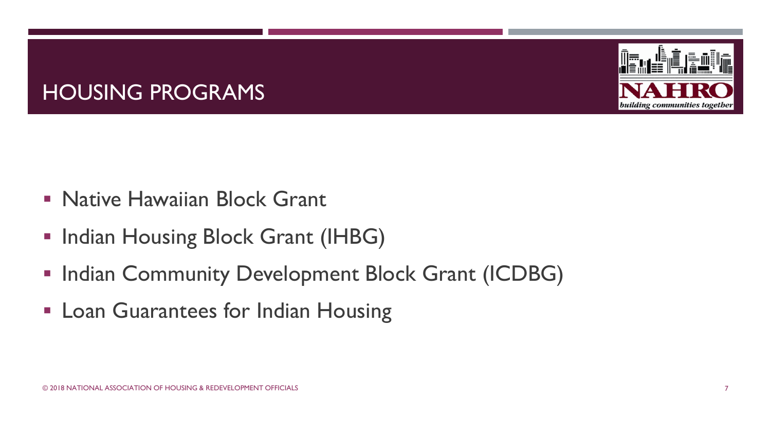# HOUSING PROGRAMS

- Native Hawaiian Block Grant
- Indian Housing Block Grant (IHBG)
- Indian Community Development Block Grant (ICDBG)
- Loan Guarantees for Indian Housing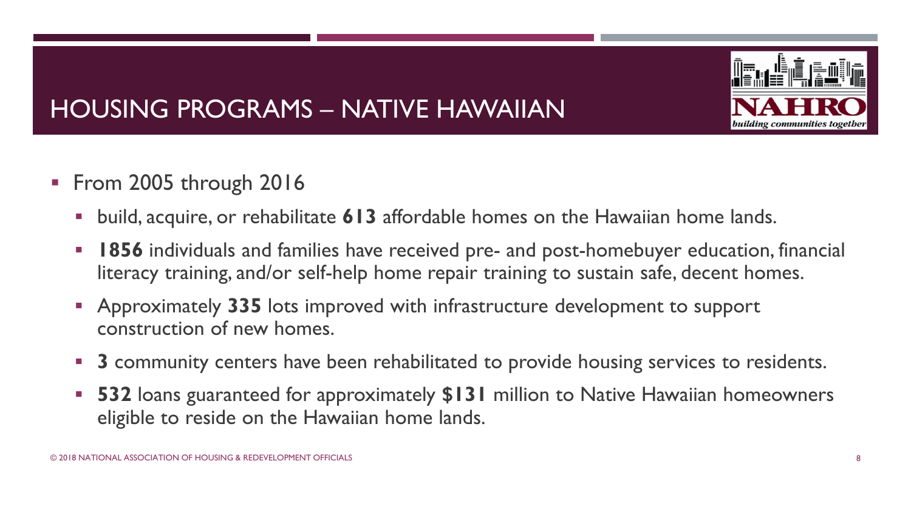# HOUSING PROGRAMS – NATIVE HAWAIIAN

- From 2005 through 2016
  - build, acquire, or rehabilitate **613** affordable homes on the Hawaiian home lands.
  - **1856** individuals and families have received pre- and post-homebuyer education, financial literacy training, and/or self-help home repair training to sustain safe, decent homes.
  - Approximately **335** lots improved with infrastructure development to support construction of new homes.
  - **3** community centers have been rehabilitated to provide housing services to residents.
  - **532** loans guaranteed for approximately **$131** million to Native Hawaiian homeowners eligible to reside on the Hawaiian home lands.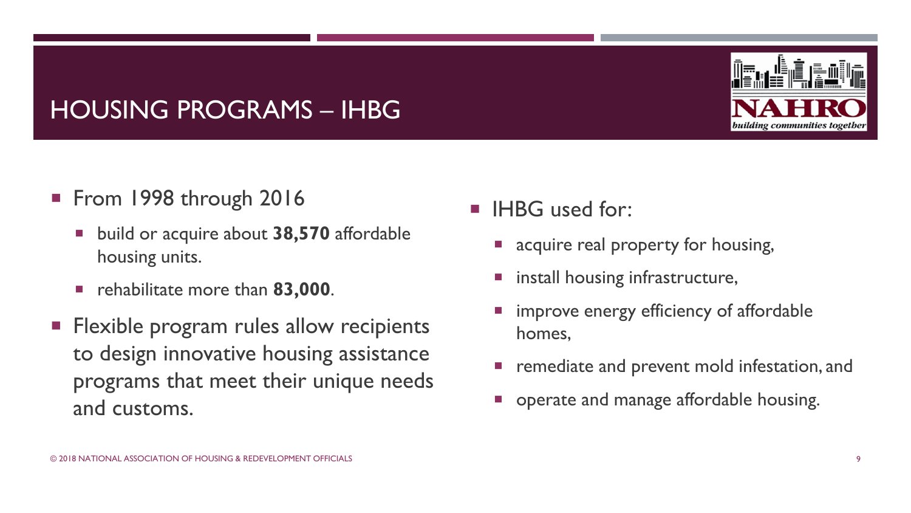# HOUSING PROGRAMS – IHBG

- From 1998 through 2016
  - build or acquire about **38,570** affordable housing units.
  - rehabilitate more than **83,000**.
- Flexible program rules allow recipients to design innovative housing assistance programs that meet their unique needs and customs.

- IHBG used for:
  - acquire real property for housing,
  - install housing infrastructure,
  - improve energy efficiency of affordable homes,
  - remediate and prevent mold infestation, and
  - operate and manage affordable housing.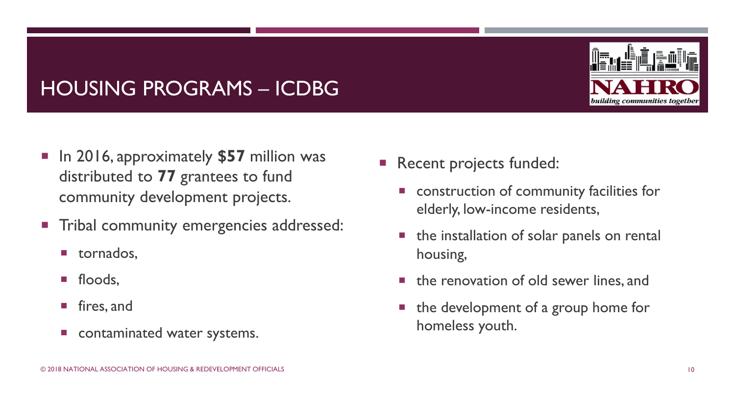# HOUSING PROGRAMS – ICDBG

- In 2016, approximately **$57** million was distributed to **77** grantees to fund community development projects.
- Tribal community emergencies addressed:
  - tornados,
  - floods,
  - fires, and
  - contaminated water systems.
- Recent projects funded:
  - construction of community facilities for elderly, low-income residents,
  - the installation of solar panels on rental housing,
  - the renovation of old sewer lines, and
  - the development of a group home for homeless youth.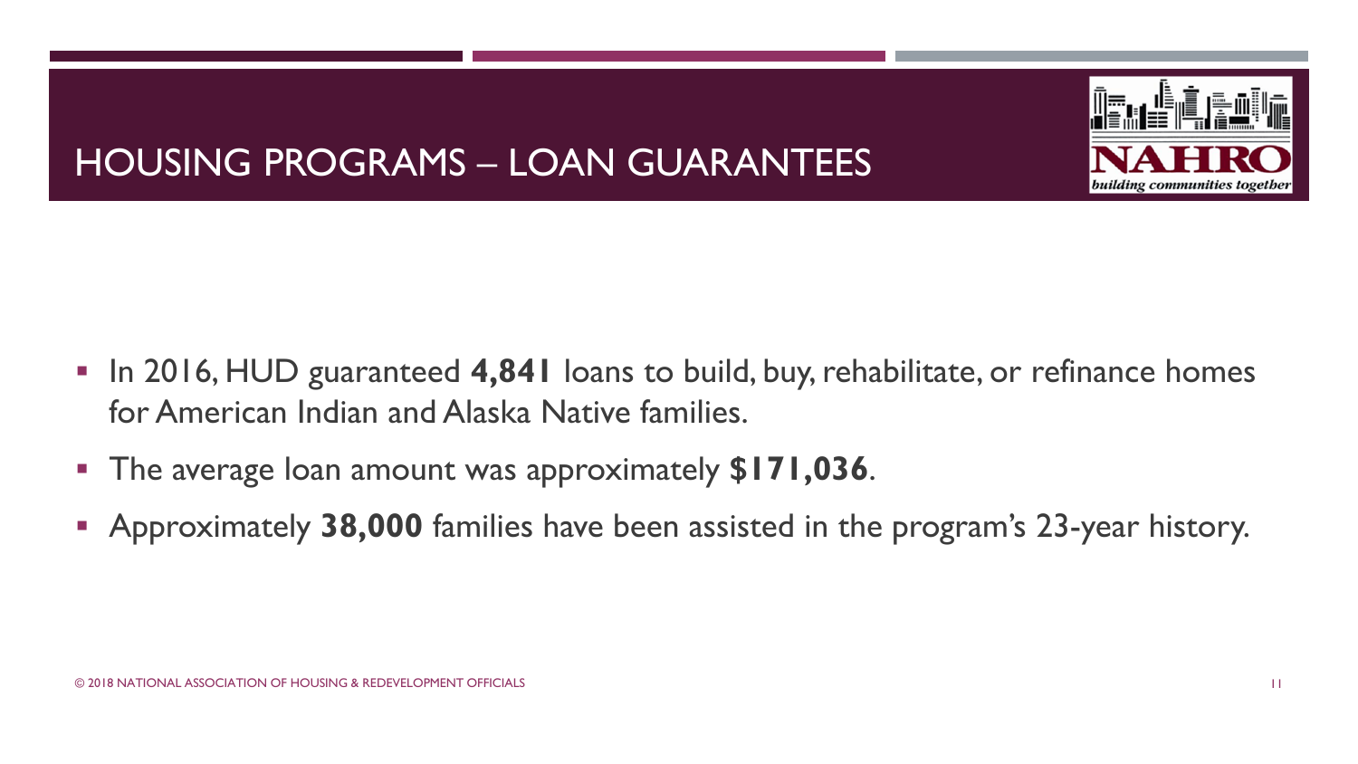# HOUSING PROGRAMS – LOAN GUARANTEES

- In 2016, HUD guaranteed **4,841** loans to build, buy, rehabilitate, or refinance homes for American Indian and Alaska Native families.
- The average loan amount was approximately **$171,036**.
- Approximately **38,000** families have been assisted in the program's 23-year history.

© 2018 NATIONAL ASSOCIATION OF HOUSING & REDEVELOPMENT OFFICIALS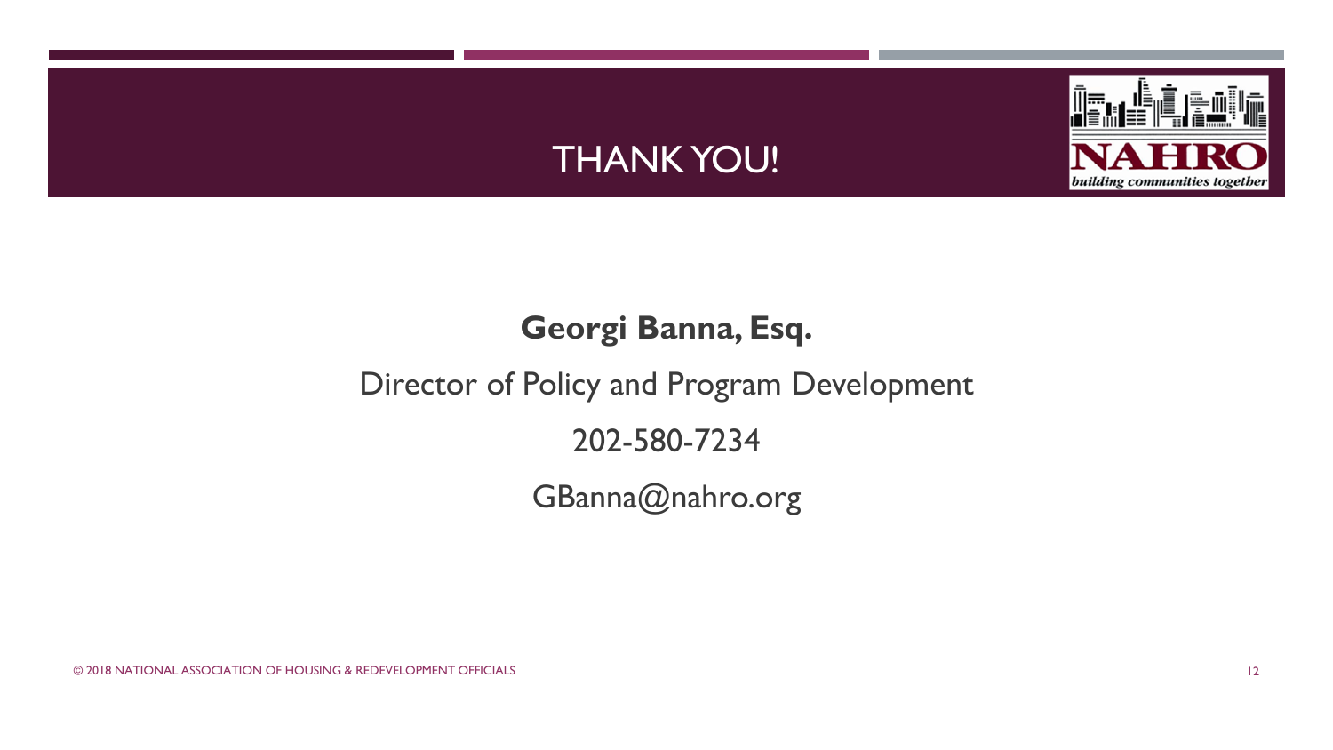# THANK YOU!

**Georgi Banna, Esq.**

Director of Policy and Program Development

202-580-7234

GBanna@nahro.org

© 2018 NATIONAL ASSOCIATION OF HOUSING & REDEVELOPMENT OFFICIALS